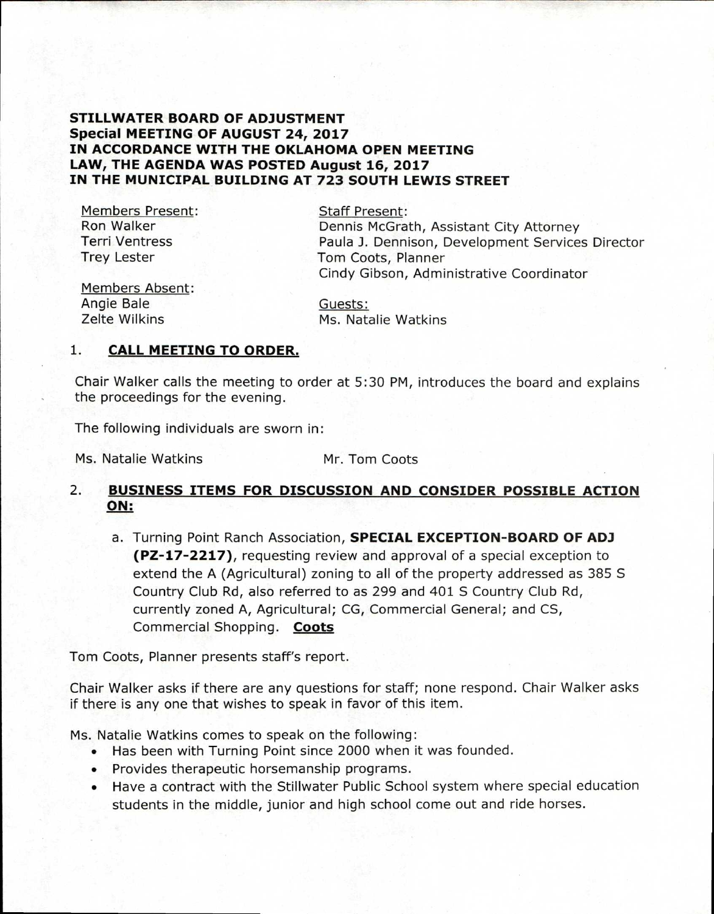**STILLWATER BOARD OF ADJUSTMENT**
**Special MEETING OF AUGUST 24, 2017**
**IN ACCORDANCE WITH THE OKLAHOMA OPEN MEETING LAW, THE AGENDA WAS POSTED August 16, 2017 IN THE MUNICIPAL BUILDING AT 723 SOUTH LEWIS STREET**

Members Present:
Ron Walker
Terri Ventress
Trey Lester

Members Absent:
Angie Bale
Zelte Wilkins

Staff Present:
Dennis McGrath, Assistant City Attorney
Paula J. Dennison, Development Services Director
Tom Coots, Planner
Cindy Gibson, Administrative Coordinator

Guests:
Ms. Natalie Watkins

## 1. CALL MEETING TO ORDER.

Chair Walker calls the meeting to order at 5:30 PM, introduces the board and explains the proceedings for the evening.

The following individuals are sworn in:

Ms. Natalie Watkins    Mr. Tom Coots

## 2. BUSINESS ITEMS FOR DISCUSSION AND CONSIDER POSSIBLE ACTION ON:

a. Turning Point Ranch Association, **SPECIAL EXCEPTION-BOARD OF ADJ (PZ-17-2217)**, requesting review and approval of a special exception to extend the A (Agricultural) zoning to all of the property addressed as 385 S Country Club Rd, also referred to as 299 and 401 S Country Club Rd, currently zoned A, Agricultural; CG, Commercial General; and CS, Commercial Shopping. **Coots**

Tom Coots, Planner presents staff's report.

Chair Walker asks if there are any questions for staff; none respond. Chair Walker asks if there is any one that wishes to speak in favor of this item.

Ms. Natalie Watkins comes to speak on the following:

- Has been with Turning Point since 2000 when it was founded.
- Provides therapeutic horsemanship programs.
- Have a contract with the Stillwater Public School system where special education students in the middle, junior and high school come out and ride horses.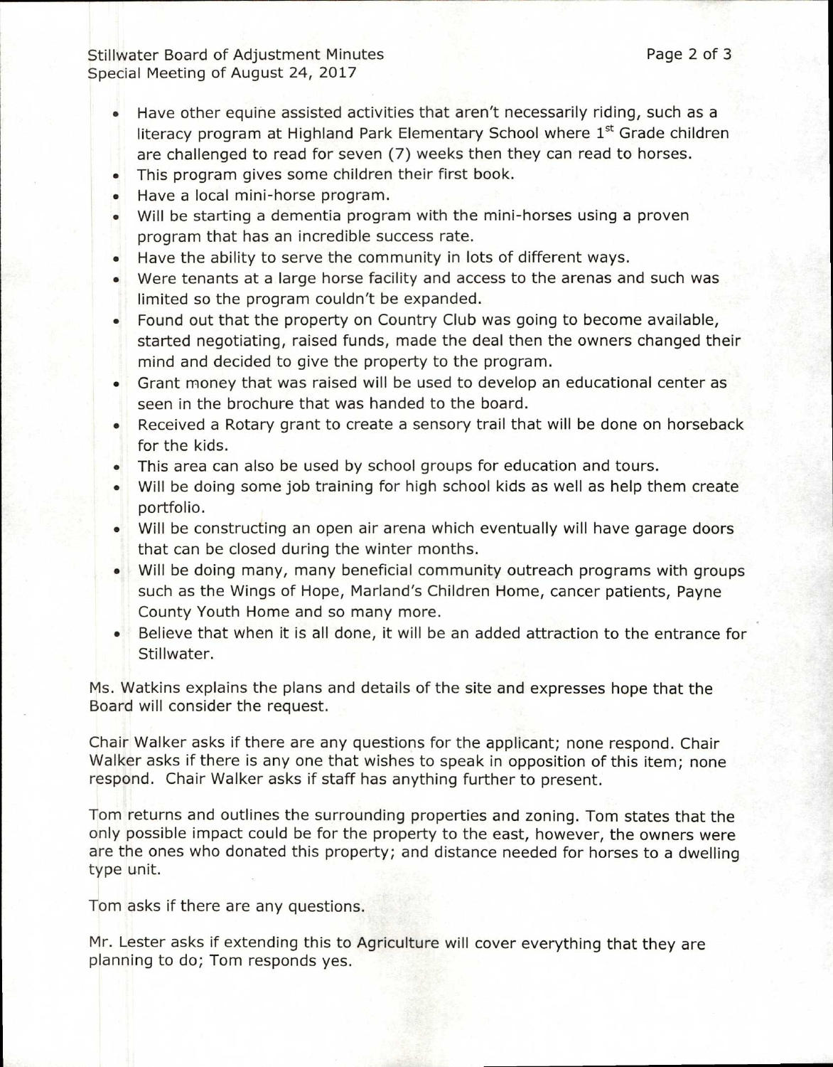- Have other equine assisted activities that aren't necessarily riding, such as a literacy program at Highland Park Elementary School where 1st Grade children are challenged to read for seven (7) weeks then they can read to horses.
- This program gives some children their first book.
- Have a local mini-horse program.
- Will be starting a dementia program with the mini-horses using a proven program that has an incredible success rate.
- Have the ability to serve the community in lots of different ways.
- Were tenants at a large horse facility and access to the arenas and such was limited so the program couldn't be expanded.
- Found out that the property on Country Club was going to become available, started negotiating, raised funds, made the deal then the owners changed their mind and decided to give the property to the program.
- Grant money that was raised will be used to develop an educational center as seen in the brochure that was handed to the board.
- Received a Rotary grant to create a sensory trail that will be done on horseback for the kids.
- This area can also be used by school groups for education and tours.
- Will be doing some job training for high school kids as well as help them create portfolio.
- Will be constructing an open air arena which eventually will have garage doors that can be closed during the winter months.
- Will be doing many, many beneficial community outreach programs with groups such as the Wings of Hope, Marland's Children Home, cancer patients, Payne County Youth Home and so many more.
- Believe that when it is all done, it will be an added attraction to the entrance for Stillwater.

Ms. Watkins explains the plans and details of the site and expresses hope that the Board will consider the request.

Chair Walker asks if there are any questions for the applicant; none respond. Chair Walker asks if there is any one that wishes to speak in opposition of this item; none respond. Chair Walker asks if staff has anything further to present.

Tom returns and outlines the surrounding properties and zoning. Tom states that the only possible impact could be for the property to the east, however, the owners were are the ones who donated this property; and distance needed for horses to a dwelling type unit.

Tom asks if there are any questions.

Mr. Lester asks if extending this to Agriculture will cover everything that they are planning to do; Tom responds yes.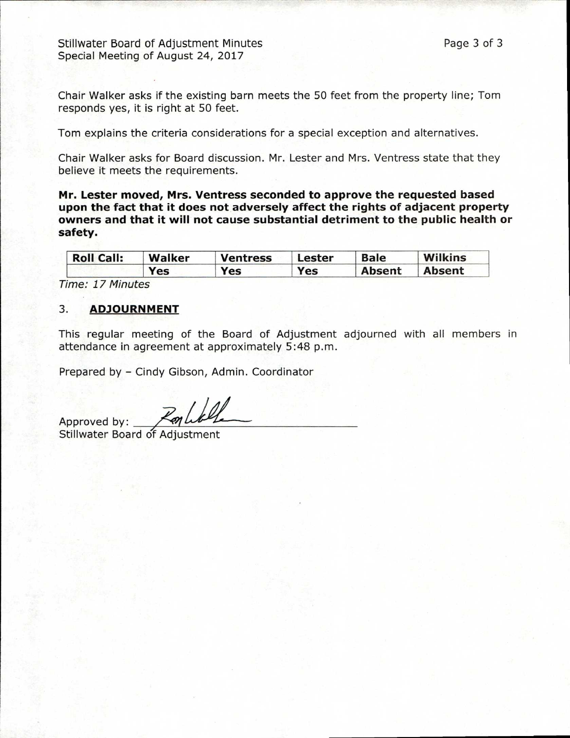Chair Walker asks if the existing barn meets the 50 feet from the property line; Tom responds yes, it is right at 50 feet.

Tom explains the criteria considerations for a special exception and alternatives.

Chair Walker asks for Board discussion. Mr. Lester and Mrs. Ventress state that they believe it meets the requirements.

**Mr. Lester moved, Mrs. Ventress seconded to approve the requested based upon the fact that it does not adversely affect the rights of adjacent property owners and that it will not cause substantial detriment to the public health or safety.**

| Roll Call: | Walker | Ventress | Lester | Bale | Wilkins |
|---|---|---|---|---|---|
| | Yes | Yes | Yes | Absent | Absent |

*Time: 17 Minutes*

## 3. ADJOURNMENT

This regular meeting of the Board of Adjustment adjourned with all members in attendance in agreement at approximately 5:48 p.m.

Prepared by – Cindy Gibson, Admin. Coordinator

Approved by: ______________________
Stillwater Board of Adjustment